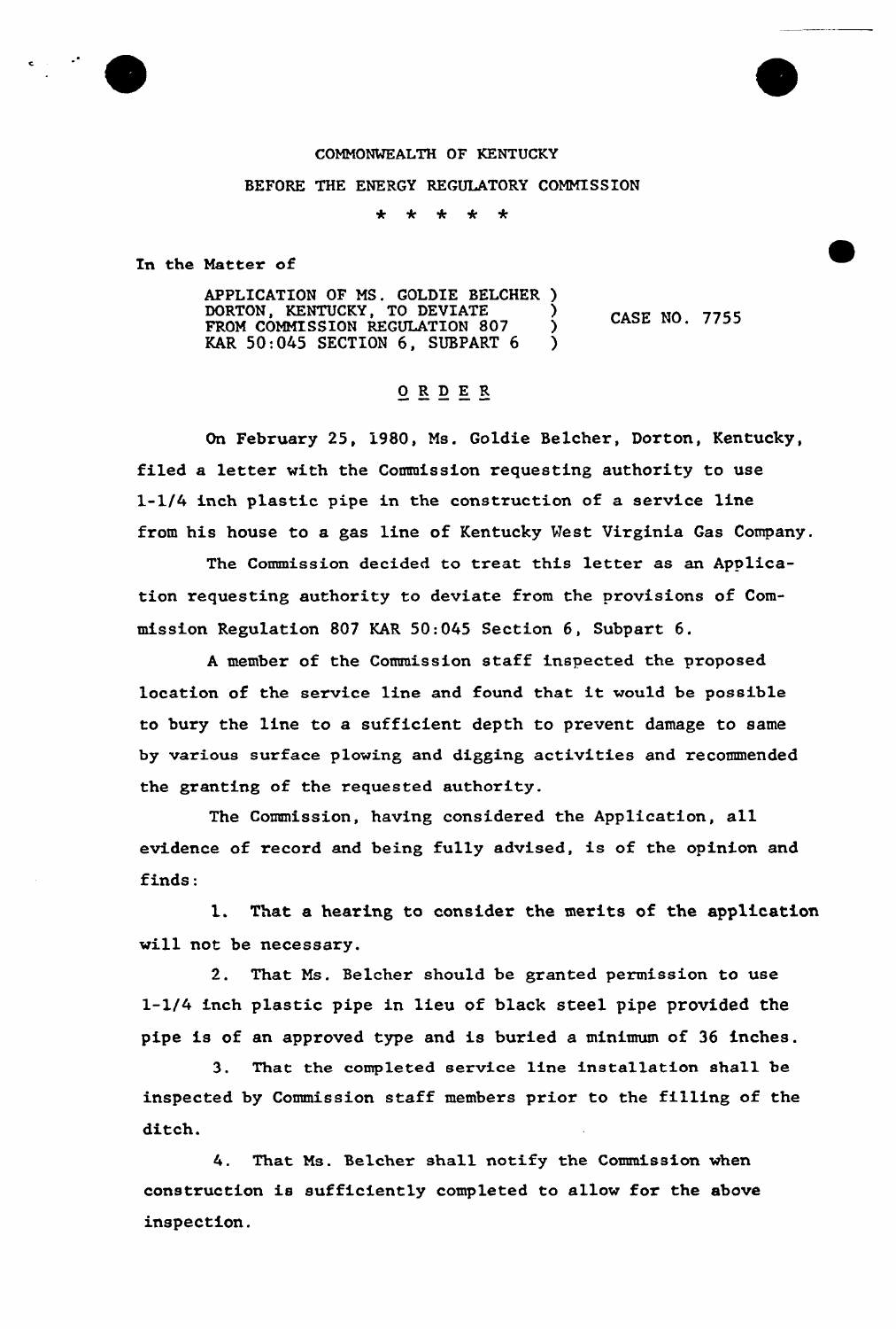COMMONWEALTH OF KENTUCKY

BEFORE THE ENERGY REGULATORY COMMISSION

\* \* \* \* \*

In the Matter of

| | | |
|---|---|---|
| APPLICATION OF MS. GOLDIE BELCHER | ) | |
| DORTON, KENTUCKY, TO DEVIATE | ) | CASE NO. 7755 |
| FROM COMMISSION REGULATION 807 | ) | |
| KAR 50:045 SECTION 6, SUBPART 6 | ) | |

## O R D E R

On February 25, 1980, Ms. Goldie Belcher, Dorton, Kentucky, filed a letter with the Commission requesting authority to use 1-1/4 inch plastic pipe in the construction of a service line from his house to a gas line of Kentucky West Virginia Gas Company.

The Commission decided to treat this letter as an Application requesting authority to deviate from the provisions of Commission Regulation 807 KAR 50:045 Section 6, Subpart 6.

A member of the Commission staff inspected the proposed location of the service line and found that it would be possible to bury the line to a sufficient depth to prevent damage to same by various surface plowing and digging activities and recommended the granting of the requested authority.

The Commission, having considered the Application, all evidence of record and being fully advised, is of the opinion and finds:

1. That a hearing to consider the merits of the application will not be necessary.

2. That Ms. Belcher should be granted permission to use 1-1/4 inch plastic pipe in lieu of black steel pipe provided the pipe is of an approved type and is buried a minimum of 36 inches.

3. That the completed service line installation shall be inspected by Commission staff members prior to the filling of the ditch.

4. That Ms. Belcher shall notify the Commission when construction is sufficiently completed to allow for the above inspection.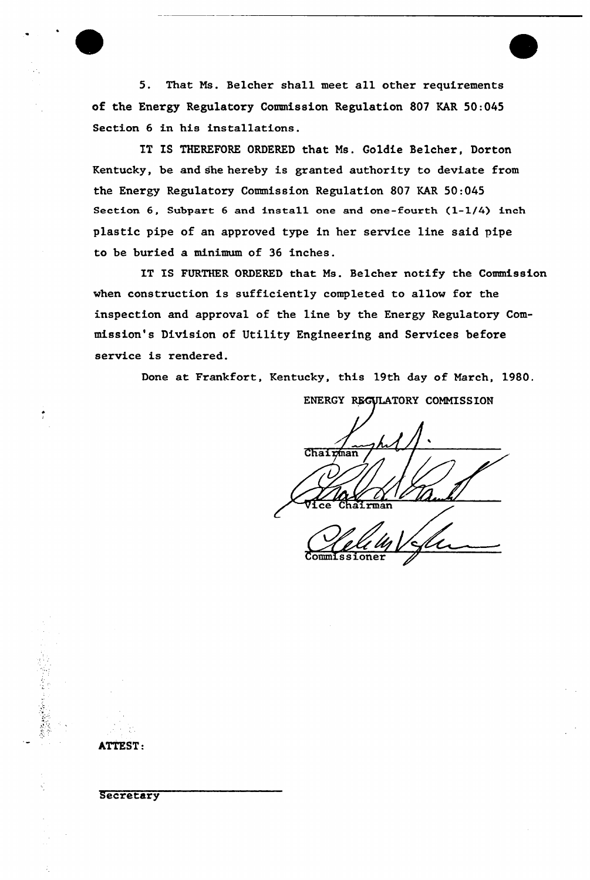5. That Ms. Belcher shall meet all other requirements of the Energy Regulatory Commission Regulation 807 KAR 50:045 Section 6 in his installations.

IT IS THEREFORE ORDERED that Ms. Goldie Belcher, Dorton Kentucky, be and she hereby is granted authority to deviate from the Energy Regulatory Commission Regulation 807 KAR 50:045 Section 6, Subpart 6 and install one and one-fourth (1-1/4) inch plastic pipe of an approved type in her service line said pipe to be buried a minimum of 36 inches.

IT IS FURTHER ORDERED that Ms. Belcher notify the Commission when construction is sufficiently completed to allow for the inspection and approval of the line by the Energy Regulatory Commission's Division of Utility Engineering and Services before service is rendered.

Done at Frankfort, Kentucky, this 19th day of March, 1980.

ENERGY REGULATORY COMMISSION

Chairman

Vice Chairman

Commissioner

ATTEST:

Secretary